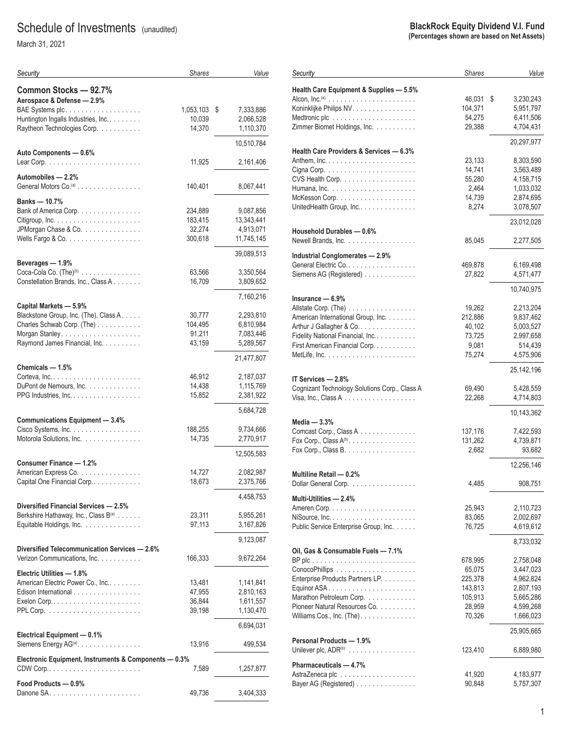# Schedule of Investments (unaudited)

March 31, 2021

**BlackRock Equity Dividend V.I. Fund**
**(Percentages shown are based on Net Assets)**

| Security | Shares | Value |
|---|---|---|
| **Common Stocks — 92.7%** | | |
| **Aerospace & Defense — 2.9%** | | |
| BAE Systems plc | 1,053,103 | $ 7,333,886 |
| Huntington Ingalls Industries, Inc. | 10,039 | 2,066,528 |
| Raytheon Technologies Corp. | 14,370 | 1,110,370 |
| | | 10,510,784 |
| **Auto Components — 0.6%** | | |
| Lear Corp. | 11,925 | 2,161,406 |
| **Automobiles — 2.2%** | | |
| General Motors Co.[(a)] | 140,401 | 8,067,441 |
| **Banks — 10.7%** | | |
| Bank of America Corp. | 234,889 | 9,087,856 |
| Citigroup, Inc. | 183,415 | 13,343,441 |
| JPMorgan Chase & Co. | 32,274 | 4,913,071 |
| Wells Fargo & Co. | 300,618 | 11,745,145 |
| | | 39,089,513 |
| **Beverages — 1.9%** | | |
| Coca-Cola Co. (The)[(b)] | 63,566 | 3,350,564 |
| Constellation Brands, Inc., Class A | 16,709 | 3,809,652 |
| | | 7,160,216 |
| **Capital Markets — 5.9%** | | |
| Blackstone Group, Inc. (The), Class A | 30,777 | 2,293,810 |
| Charles Schwab Corp. (The) | 104,495 | 6,810,984 |
| Morgan Stanley | 91,211 | 7,083,446 |
| Raymond James Financial, Inc. | 43,159 | 5,289,567 |
| | | 21,477,807 |
| **Chemicals — 1.5%** | | |
| Corteva, Inc. | 46,912 | 2,187,037 |
| DuPont de Nemours, Inc. | 14,438 | 1,115,769 |
| PPG Industries, Inc. | 15,852 | 2,381,922 |
| | | 5,684,728 |
| **Communications Equipment — 3.4%** | | |
| Cisco Systems, Inc. | 188,255 | 9,734,666 |
| Motorola Solutions, Inc. | 14,735 | 2,770,917 |
| | | 12,505,583 |
| **Consumer Finance — 1.2%** | | |
| American Express Co. | 14,727 | 2,082,987 |
| Capital One Financial Corp. | 18,673 | 2,375,766 |
| | | 4,458,753 |
| **Diversified Financial Services — 2.5%** | | |
| Berkshire Hathaway, Inc., Class B[(a)] | 23,311 | 5,955,261 |
| Equitable Holdings, Inc. | 97,113 | 3,167,826 |
| | | 9,123,087 |
| **Diversified Telecommunication Services — 2.6%** | | |
| Verizon Communications, Inc. | 166,333 | 9,672,264 |
| **Electric Utilities — 1.8%** | | |
| American Electric Power Co., Inc. | 13,481 | 1,141,841 |
| Edison International | 47,955 | 2,810,163 |
| Exelon Corp. | 36,844 | 1,611,557 |
| PPL Corp. | 39,198 | 1,130,470 |
| | | 6,694,031 |
| **Electrical Equipment — 0.1%** | | |
| Siemens Energy AG[(a)] | 13,916 | 499,534 |
| **Electronic Equipment, Instruments & Components — 0.3%** | | |
| CDW Corp. | 7,589 | 1,257,877 |
| **Food Products — 0.9%** | | |
| Danone SA | 49,736 | 3,404,333 |
| **Health Care Equipment & Supplies — 5.5%** | | |
| Alcon, Inc.[(a)] | 46,031 | $ 3,230,243 |
| Koninklijke Philips NV | 104,371 | 5,951,797 |
| Medtronic plc | 54,275 | 6,411,506 |
| Zimmer Biomet Holdings, Inc. | 29,388 | 4,704,431 |
| | | 20,297,977 |
| **Health Care Providers & Services — 6.3%** | | |
| Anthem, Inc. | 23,133 | 8,303,590 |
| Cigna Corp. | 14,741 | 3,563,489 |
| CVS Health Corp. | 55,280 | 4,158,715 |
| Humana, Inc. | 2,464 | 1,033,032 |
| McKesson Corp. | 14,739 | 2,874,695 |
| UnitedHealth Group, Inc. | 8,274 | 3,078,507 |
| | | 23,012,028 |
| **Household Durables — 0.6%** | | |
| Newell Brands, Inc. | 85,045 | 2,277,505 |
| **Industrial Conglomerates — 2.9%** | | |
| General Electric Co. | 469,878 | 6,169,498 |
| Siemens AG (Registered) | 27,822 | 4,571,477 |
| | | 10,740,975 |
| **Insurance — 6.9%** | | |
| Allstate Corp. (The) | 19,262 | 2,213,204 |
| American International Group, Inc. | 212,886 | 9,837,462 |
| Arthur J Gallagher & Co. | 40,102 | 5,003,527 |
| Fidelity National Financial, Inc. | 73,725 | 2,997,658 |
| First American Financial Corp. | 9,081 | 514,439 |
| MetLife, Inc. | 75,274 | 4,575,906 |
| | | 25,142,196 |
| **IT Services — 2.8%** | | |
| Cognizant Technology Solutions Corp., Class A | 69,490 | 5,428,559 |
| Visa, Inc., Class A | 22,268 | 4,714,803 |
| | | 10,143,362 |
| **Media — 3.3%** | | |
| Comcast Corp., Class A | 137,176 | 7,422,593 |
| Fox Corp., Class A[(b)] | 131,262 | 4,739,871 |
| Fox Corp., Class B | 2,682 | 93,682 |
| | | 12,256,146 |
| **Multiline Retail — 0.2%** | | |
| Dollar General Corp. | 4,485 | 908,751 |
| **Multi-Utilities — 2.4%** | | |
| Ameren Corp. | 25,943 | 2,110,723 |
| NiSource, Inc. | 83,065 | 2,002,697 |
| Public Service Enterprise Group, Inc. | 76,725 | 4,619,612 |
| | | 8,733,032 |
| **Oil, Gas & Consumable Fuels — 7.1%** | | |
| BP plc | 678,995 | 2,758,048 |
| ConocoPhillips | 65,075 | 3,447,023 |
| Enterprise Products Partners LP | 225,378 | 4,962,824 |
| Equinor ASA | 143,813 | 2,807,193 |
| Marathon Petroleum Corp. | 105,913 | 5,665,286 |
| Pioneer Natural Resources Co. | 28,959 | 4,599,268 |
| Williams Cos., Inc. (The) | 70,326 | 1,666,023 |
| | | 25,905,665 |
| **Personal Products — 1.9%** | | |
| Unilever plc, ADR[(b)] | 123,410 | 6,889,980 |
| **Pharmaceuticals — 4.7%** | | |
| AstraZeneca plc | 41,920 | 4,183,977 |
| Bayer AG (Registered) | 90,848 | 5,757,307 |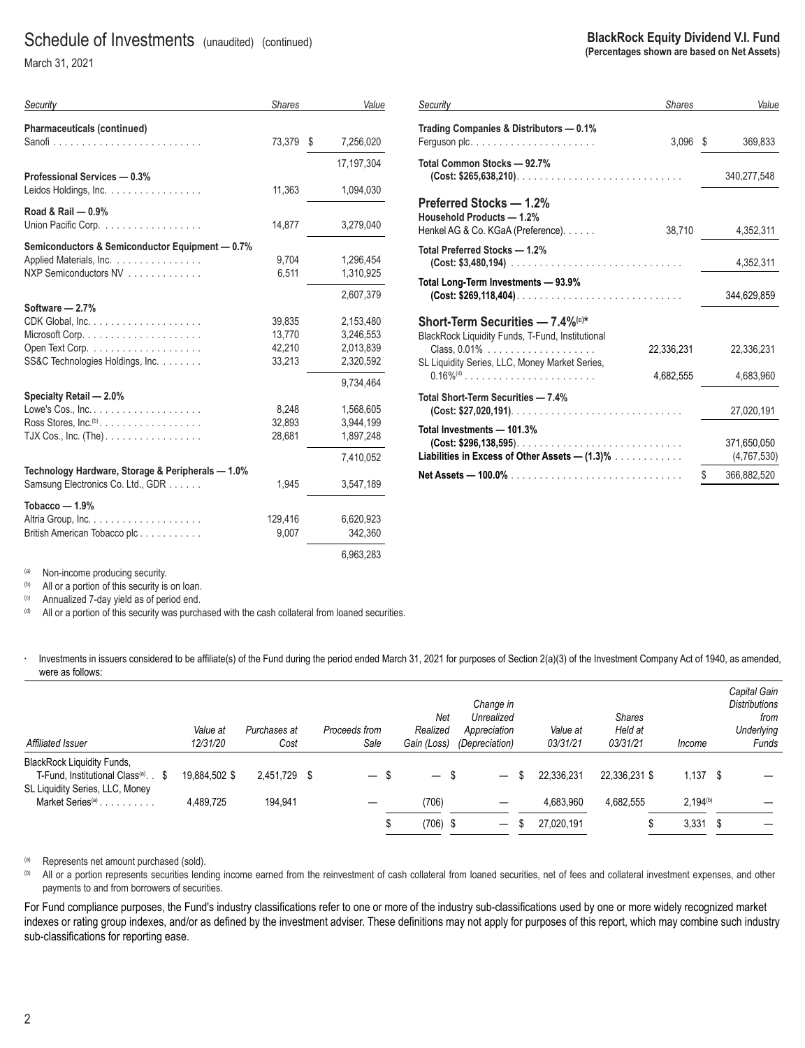# Schedule of Investments (unaudited) (continued)

March 31, 2021

**BlackRock Equity Dividend V.I. Fund**
**(Percentages shown are based on Net Assets)**

| *Security* | *Shares* | *Value* |
|---|---|---|
| **Pharmaceuticals (continued)** | | |
| Sanofi | 73,379 | $ 7,256,020 |
| | | 17,197,304 |
| **Professional Services — 0.3%** | | |
| Leidos Holdings, Inc. | 11,363 | 1,094,030 |
| **Road & Rail — 0.9%** | | |
| Union Pacific Corp. | 14,877 | 3,279,040 |
| **Semiconductors & Semiconductor Equipment — 0.7%** | | |
| Applied Materials, Inc. | 9,704 | 1,296,454 |
| NXP Semiconductors NV | 6,511 | 1,310,925 |
| | | 2,607,379 |
| **Software — 2.7%** | | |
| CDK Global, Inc. | 39,835 | 2,153,480 |
| Microsoft Corp. | 13,770 | 3,246,553 |
| Open Text Corp. | 42,210 | 2,013,839 |
| SS&C Technologies Holdings, Inc. | 33,213 | 2,320,592 |
| | | 9,734,464 |
| **Specialty Retail — 2.0%** | | |
| Lowe's Cos., Inc. | 8,248 | 1,568,605 |
| Ross Stores, Inc.[(b)] | 32,893 | 3,944,199 |
| TJX Cos., Inc. (The) | 28,681 | 1,897,248 |
| | | 7,410,052 |
| **Technology Hardware, Storage & Peripherals — 1.0%** | | |
| Samsung Electronics Co. Ltd., GDR | 1,945 | 3,547,189 |
| **Tobacco — 1.9%** | | |
| Altria Group, Inc. | 129,416 | 6,620,923 |
| British American Tobacco plc | 9,007 | 342,360 |
| | | 6,963,283 |
| **Trading Companies & Distributors — 0.1%** | | |
| Ferguson plc. | 3,096 | $ 369,833 |
| **Total Common Stocks — 92.7%** **(Cost: $265,638,210)** | | 340,277,548 |
| **Preferred Stocks — 1.2%** | | |
| **Household Products — 1.2%** | | |
| Henkel AG & Co. KGaA (Preference). | 38,710 | 4,352,311 |
| **Total Preferred Stocks — 1.2%** **(Cost: $3,480,194)** | | 4,352,311 |
| **Total Long-Term Investments — 93.9%** **(Cost: $269,118,404)** | | 344,629,859 |
| **Short-Term Securities — 7.4%[(c)*]** | | |
| BlackRock Liquidity Funds, T-Fund, Institutional Class, 0.01% | 22,336,231 | 22,336,231 |
| SL Liquidity Series, LLC, Money Market Series, 0.16%[(d)] | 4,682,555 | 4,683,960 |
| **Total Short-Term Securities — 7.4%** **(Cost: $27,020,191)** | | 27,020,191 |
| **Total Investments — 101.3%** **(Cost: $296,138,595)** | | 371,650,050 |
| **Liabilities in Excess of Other Assets — (1.3)%** | | (4,767,530) |
| **Net Assets — 100.0%** | | $ 366,882,520 |

(a) Non-income producing security.
(b) All or a portion of this security is on loan.
(c) Annualized 7-day yield as of period end.
(d) All or a portion of this security was purchased with the cash collateral from loaned securities.

\* Investments in issuers considered to be affiliate(s) of the Fund during the period ended March 31, 2021 for purposes of Section 2(a)(3) of the Investment Company Act of 1940, as amended, were as follows:

| *Affiliated Issuer* | *Value at 12/31/20* | *Purchases at Cost* | *Proceeds from Sale* | *Net Realized Gain (Loss)* | *Change in Unrealized Appreciation (Depreciation)* | *Value at 03/31/21* | *Shares Held at 03/31/21* | *Income* | *Capital Gain Distributions from Underlying Funds* |
|---|---|---|---|---|---|---|---|---|---|
| BlackRock Liquidity Funds, T-Fund, Institutional Class[(a)] | $ 19,884,502 | $ 2,451,729 | $ — | $ — | $ — | $ 22,336,231 | 22,336,231 | $ 1,137 | $ — |
| SL Liquidity Series, LLC, Money Market Series[(a)] | 4,489,725 | 194,941 | — | (706) | — | 4,683,960 | 4,682,555 | 2,194[(b)] | — |
| | | | | $ (706) | $ — | $ 27,020,191 | | $ 3,331 | $ — |

(a) Represents net amount purchased (sold).
(b) All or a portion represents securities lending income earned from the reinvestment of cash collateral from loaned securities, net of fees and collateral investment expenses, and other payments to and from borrowers of securities.

For Fund compliance purposes, the Fund's industry classifications refer to one or more of the industry sub-classifications used by one or more widely recognized market indexes or rating group indexes, and/or as defined by the investment adviser. These definitions may not apply for purposes of this report, which may combine such industry sub-classifications for reporting ease.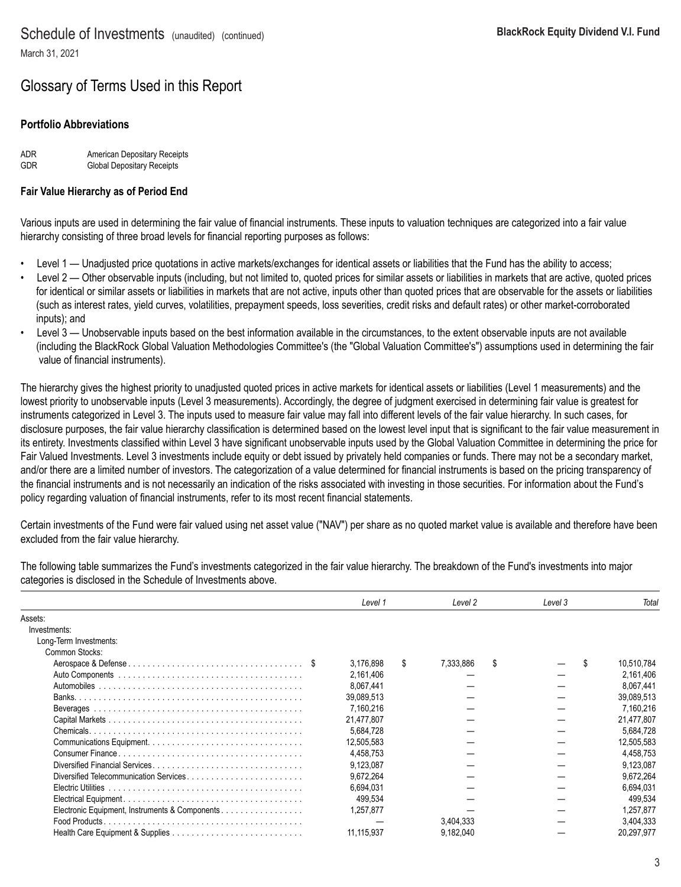# Schedule of Investments (unaudited) (continued)

March 31, 2021

## Glossary of Terms Used in this Report

### Portfolio Abbreviations

ADR American Depositary Receipts
GDR Global Depositary Receipts

### Fair Value Hierarchy as of Period End

Various inputs are used in determining the fair value of financial instruments. These inputs to valuation techniques are categorized into a fair value hierarchy consisting of three broad levels for financial reporting purposes as follows:

- Level 1 — Unadjusted price quotations in active markets/exchanges for identical assets or liabilities that the Fund has the ability to access;
- Level 2 — Other observable inputs (including, but not limited to, quoted prices for similar assets or liabilities in markets that are active, quoted prices for identical or similar assets or liabilities in markets that are not active, inputs other than quoted prices that are observable for the assets or liabilities (such as interest rates, yield curves, volatilities, prepayment speeds, loss severities, credit risks and default rates) or other market-corroborated inputs); and
- Level 3 — Unobservable inputs based on the best information available in the circumstances, to the extent observable inputs are not available (including the BlackRock Global Valuation Methodologies Committee's (the "Global Valuation Committee's") assumptions used in determining the fair value of financial instruments).

The hierarchy gives the highest priority to unadjusted quoted prices in active markets for identical assets or liabilities (Level 1 measurements) and the lowest priority to unobservable inputs (Level 3 measurements). Accordingly, the degree of judgment exercised in determining fair value is greatest for instruments categorized in Level 3. The inputs used to measure fair value may fall into different levels of the fair value hierarchy. In such cases, for disclosure purposes, the fair value hierarchy classification is determined based on the lowest level input that is significant to the fair value measurement in its entirety. Investments classified within Level 3 have significant unobservable inputs used by the Global Valuation Committee in determining the price for Fair Valued Investments. Level 3 investments include equity or debt issued by privately held companies or funds. There may not be a secondary market, and/or there are a limited number of investors. The categorization of a value determined for financial instruments is based on the pricing transparency of the financial instruments and is not necessarily an indication of the risks associated with investing in those securities. For information about the Fund's policy regarding valuation of financial instruments, refer to its most recent financial statements.

Certain investments of the Fund were fair valued using net asset value ("NAV") per share as no quoted market value is available and therefore have been excluded from the fair value hierarchy.

The following table summarizes the Fund's investments categorized in the fair value hierarchy. The breakdown of the Fund's investments into major categories is disclosed in the Schedule of Investments above.

| | *Level 1* | *Level 2* | *Level 3* | *Total* |
|---|---|---|---|---|
| Assets: | | | | |
| Investments: | | | | |
| Long-Term Investments: | | | | |
| Common Stocks: | | | | |
| Aerospace & Defense | $ 3,176,898 | $ 7,333,886 | $ — | $ 10,510,784 |
| Auto Components | 2,161,406 | — | — | 2,161,406 |
| Automobiles | 8,067,441 | — | — | 8,067,441 |
| Banks | 39,089,513 | — | — | 39,089,513 |
| Beverages | 7,160,216 | — | — | 7,160,216 |
| Capital Markets | 21,477,807 | — | — | 21,477,807 |
| Chemicals | 5,684,728 | — | — | 5,684,728 |
| Communications Equipment | 12,505,583 | — | — | 12,505,583 |
| Consumer Finance | 4,458,753 | — | — | 4,458,753 |
| Diversified Financial Services | 9,123,087 | — | — | 9,123,087 |
| Diversified Telecommunication Services | 9,672,264 | — | — | 9,672,264 |
| Electric Utilities | 6,694,031 | — | — | 6,694,031 |
| Electrical Equipment | 499,534 | — | — | 499,534 |
| Electronic Equipment, Instruments & Components | 1,257,877 | — | — | 1,257,877 |
| Food Products | — | 3,404,333 | — | 3,404,333 |
| Health Care Equipment & Supplies | 11,115,937 | 9,182,040 | — | 20,297,977 |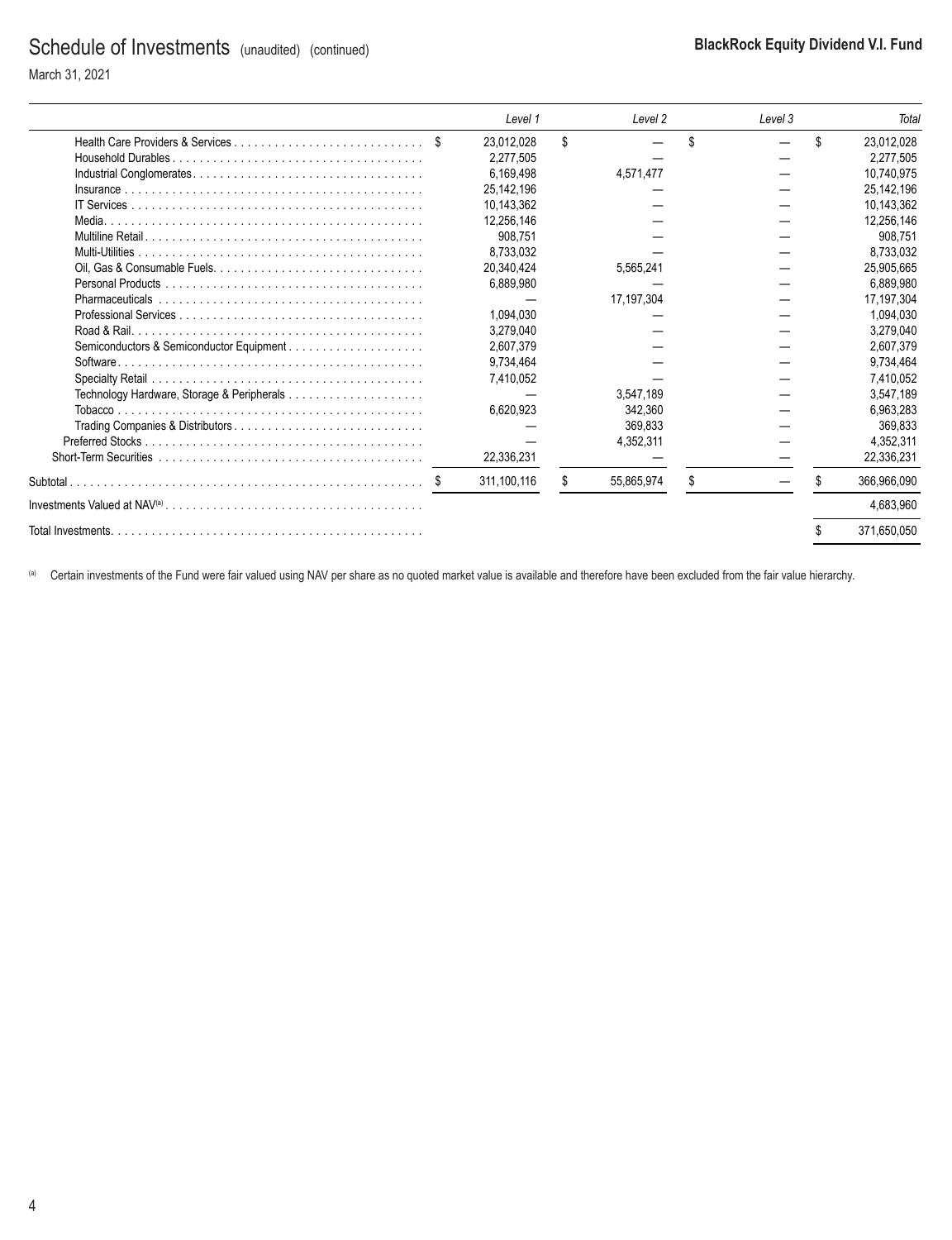# Schedule of Investments (unaudited) (continued)

March 31, 2021

**BlackRock Equity Dividend V.I. Fund**

| | Level 1 | Level 2 | Level 3 | Total |
|---|---|---|---|---|
| Health Care Providers & Services | $ 23,012,028 | $ — | $ — | $ 23,012,028 |
| Household Durables | 2,277,505 | — | — | 2,277,505 |
| Industrial Conglomerates | 6,169,498 | 4,571,477 | — | 10,740,975 |
| Insurance | 25,142,196 | — | — | 25,142,196 |
| IT Services | 10,143,362 | — | — | 10,143,362 |
| Media | 12,256,146 | — | — | 12,256,146 |
| Multiline Retail | 908,751 | — | — | 908,751 |
| Multi-Utilities | 8,733,032 | — | — | 8,733,032 |
| Oil, Gas & Consumable Fuels | 20,340,424 | 5,565,241 | — | 25,905,665 |
| Personal Products | 6,889,980 | — | — | 6,889,980 |
| Pharmaceuticals | — | 17,197,304 | — | 17,197,304 |
| Professional Services | 1,094,030 | — | — | 1,094,030 |
| Road & Rail | 3,279,040 | — | — | 3,279,040 |
| Semiconductors & Semiconductor Equipment | 2,607,379 | — | — | 2,607,379 |
| Software | 9,734,464 | — | — | 9,734,464 |
| Specialty Retail | 7,410,052 | — | — | 7,410,052 |
| Technology Hardware, Storage & Peripherals | — | 3,547,189 | — | 3,547,189 |
| Tobacco | 6,620,923 | 342,360 | — | 6,963,283 |
| Trading Companies & Distributors | — | 369,833 | — | 369,833 |
| Preferred Stocks | — | 4,352,311 | — | 4,352,311 |
| Short-Term Securities | 22,336,231 | — | — | 22,336,231 |
| Subtotal | $ 311,100,116 | $ 55,865,974 | $ — | $ 366,966,090 |
| Investments Valued at NAV[(a)] | | | | 4,683,960 |
| Total Investments | | | | $ 371,650,050 |

[(a)] Certain investments of the Fund were fair valued using NAV per share as no quoted market value is available and therefore have been excluded from the fair value hierarchy.